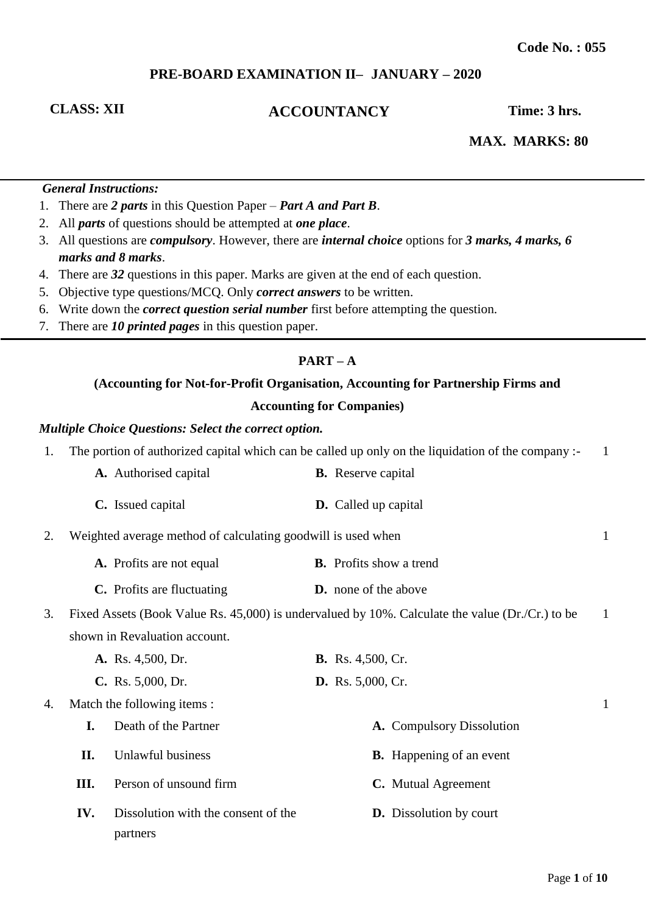**Code No. : 055**

# PRE-BOARD EXAMINATION II– JANUARY – 2020

**CLASS: XII** **ACCOUNTANCY** **Time: 3 hrs.**

**MAX. MARKS: 80**

***General Instructions:***

1. There are ***2 parts*** in this Question Paper – ***Part A and Part B***.
2. All ***parts*** of questions should be attempted at ***one place***.
3. All questions are ***compulsory***. However, there are ***internal choice*** options for ***3 marks, 4 marks, 6 marks and 8 marks***.
4. There are ***32*** questions in this paper. Marks are given at the end of each question.
5. Objective type questions/MCQ. Only ***correct answers*** to be written.
6. Write down the ***correct question serial number*** first before attempting the question.
7. There are ***10 printed pages*** in this question paper.

## PART – A

### (Accounting for Not-for-Profit Organisation, Accounting for Partnership Firms and Accounting for Companies)

***Multiple Choice Questions: Select the correct option.***

1. The portion of authorized capital which can be called up only on the liquidation of the company :- **1**

   **A.** Authorised capital  **B.** Reserve capital

   **C.** Issued capital  **D.** Called up capital

2. Weighted average method of calculating goodwill is used when **1**

   **A.** Profits are not equal  **B.** Profits show a trend

   **C.** Profits are fluctuating  **D.** none of the above

3. Fixed Assets (Book Value Rs. 45,000) is undervalued by 10%. Calculate the value (Dr./Cr.) to be shown in Revaluation account. **1**

   **A.** Rs. 4,500, Dr.  **B.** Rs. 4,500, Cr.

   **C.** Rs. 5,000, Dr.  **D.** Rs. 5,000, Cr.

4. Match the following items : **1**

| | | | |
|---|---|---|---|
| **I.** | Death of the Partner | **A.** | Compulsory Dissolution |
| **II.** | Unlawful business | **B.** | Happening of an event |
| **III.** | Person of unsound firm | **C.** | Mutual Agreement |
| **IV.** | Dissolution with the consent of the partners | **D.** | Dissolution by court |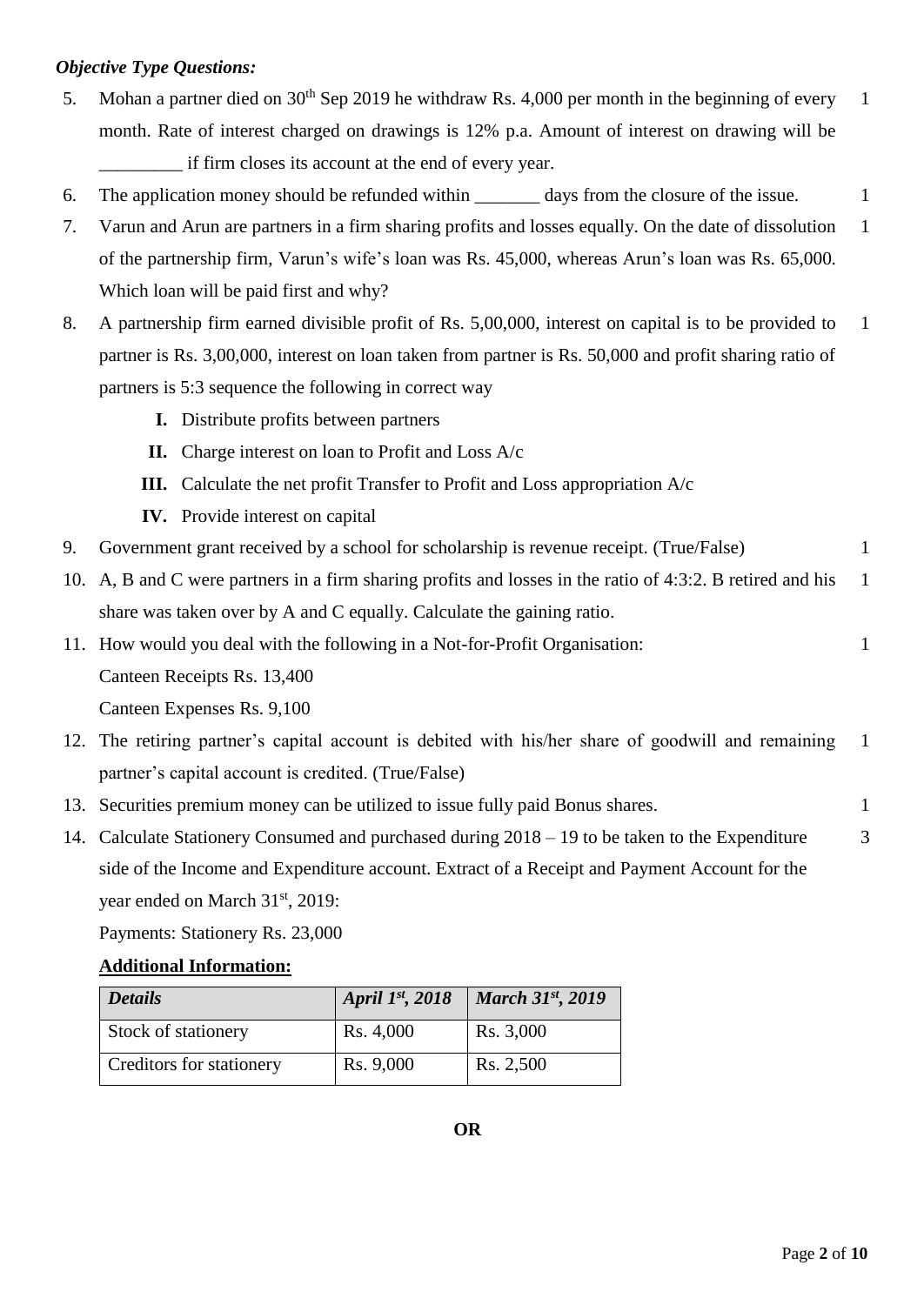***Objective Type Questions:***

5. Mohan a partner died on 30th Sep 2019 he withdraw Rs. 4,000 per month in the beginning of every month. Rate of interest charged on drawings is 12% p.a. Amount of interest on drawing will be _________ if firm closes its account at the end of every year. 1

6. The application money should be refunded within _______ days from the closure of the issue. 1

7. Varun and Arun are partners in a firm sharing profits and losses equally. On the date of dissolution of the partnership firm, Varun's wife's loan was Rs. 45,000, whereas Arun's loan was Rs. 65,000. Which loan will be paid first and why? 1

8. A partnership firm earned divisible profit of Rs. 5,00,000, interest on capital is to be provided to partner is Rs. 3,00,000, interest on loan taken from partner is Rs. 50,000 and profit sharing ratio of partners is 5:3 sequence the following in correct way 1

   **I.** Distribute profits between partners

   **II.** Charge interest on loan to Profit and Loss A/c

   **III.** Calculate the net profit Transfer to Profit and Loss appropriation A/c

   **IV.** Provide interest on capital

9. Government grant received by a school for scholarship is revenue receipt. (True/False) 1

10. A, B and C were partners in a firm sharing profits and losses in the ratio of 4:3:2. B retired and his share was taken over by A and C equally. Calculate the gaining ratio. 1

11. How would you deal with the following in a Not-for-Profit Organisation: 1

    Canteen Receipts Rs. 13,400

    Canteen Expenses Rs. 9,100

12. The retiring partner's capital account is debited with his/her share of goodwill and remaining partner's capital account is credited. (True/False) 1

13. Securities premium money can be utilized to issue fully paid Bonus shares. 1

14. Calculate Stationery Consumed and purchased during 2018 – 19 to be taken to the Expenditure side of the Income and Expenditure account. Extract of a Receipt and Payment Account for the year ended on March 31st, 2019: 3

    Payments: Stationery Rs. 23,000

    **Additional Information:**

| *Details* | *April 1st, 2018* | *March 31st, 2019* |
|---|---|---|
| Stock of stationery | Rs. 4,000 | Rs. 3,000 |
| Creditors for stationery | Rs. 9,000 | Rs. 2,500 |

**OR**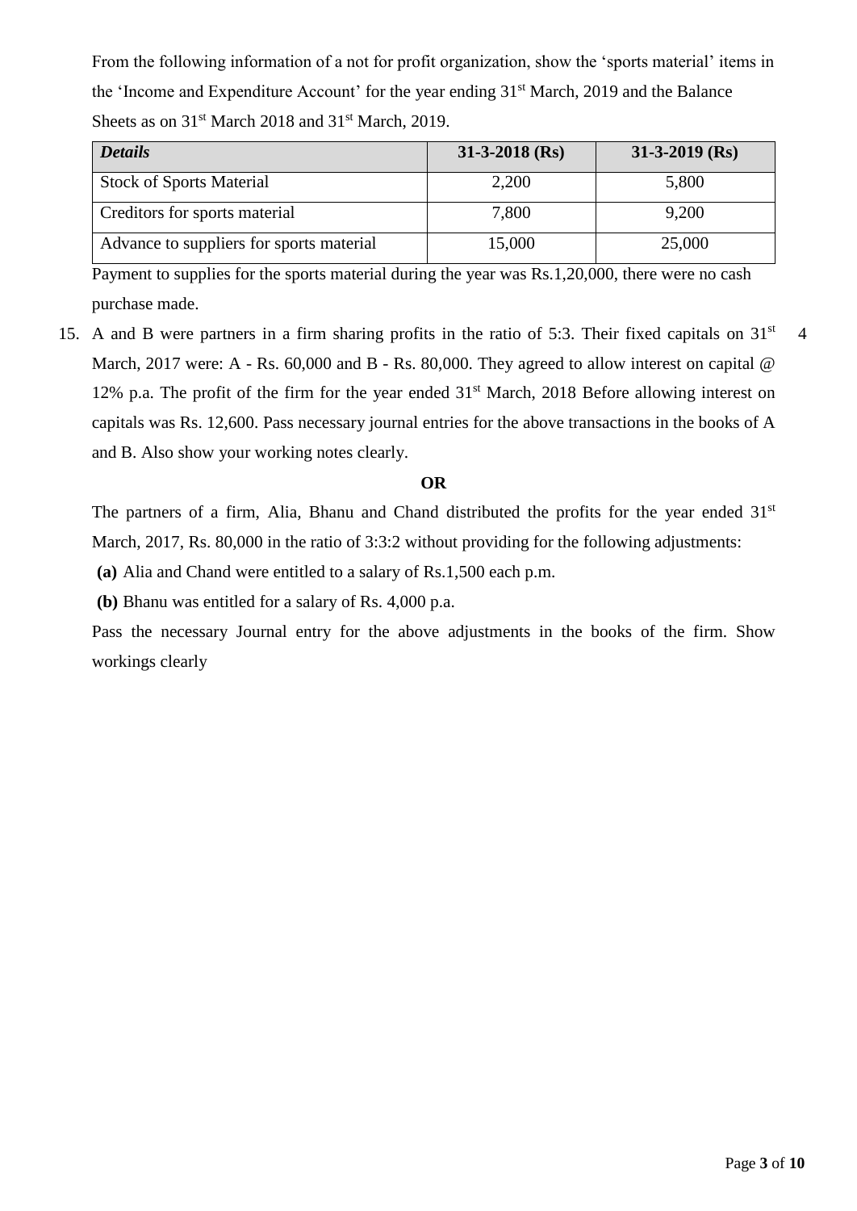From the following information of a not for profit organization, show the 'sports material' items in the 'Income and Expenditure Account' for the year ending 31st March, 2019 and the Balance Sheets as on 31st March 2018 and 31st March, 2019.

| ***Details*** | **31-3-2018 (Rs)** | **31-3-2019 (Rs)** |
|---|---|---|
| Stock of Sports Material | 2,200 | 5,800 |
| Creditors for sports material | 7,800 | 9,200 |
| Advance to suppliers for sports material | 15,000 | 25,000 |

Payment to supplies for the sports material during the year was Rs.1,20,000, there were no cash purchase made.

15. A and B were partners in a firm sharing profits in the ratio of 5:3. Their fixed capitals on 31st March, 2017 were: A - Rs. 60,000 and B - Rs. 80,000. They agreed to allow interest on capital @ 12% p.a. The profit of the firm for the year ended 31st March, 2018 Before allowing interest on capitals was Rs. 12,600. Pass necessary journal entries for the above transactions in the books of A and B. Also show your working notes clearly. 4

**OR**

The partners of a firm, Alia, Bhanu and Chand distributed the profits for the year ended 31st March, 2017, Rs. 80,000 in the ratio of 3:3:2 without providing for the following adjustments:

**(a)** Alia and Chand were entitled to a salary of Rs.1,500 each p.m.

**(b)** Bhanu was entitled for a salary of Rs. 4,000 p.a.

Pass the necessary Journal entry for the above adjustments in the books of the firm. Show workings clearly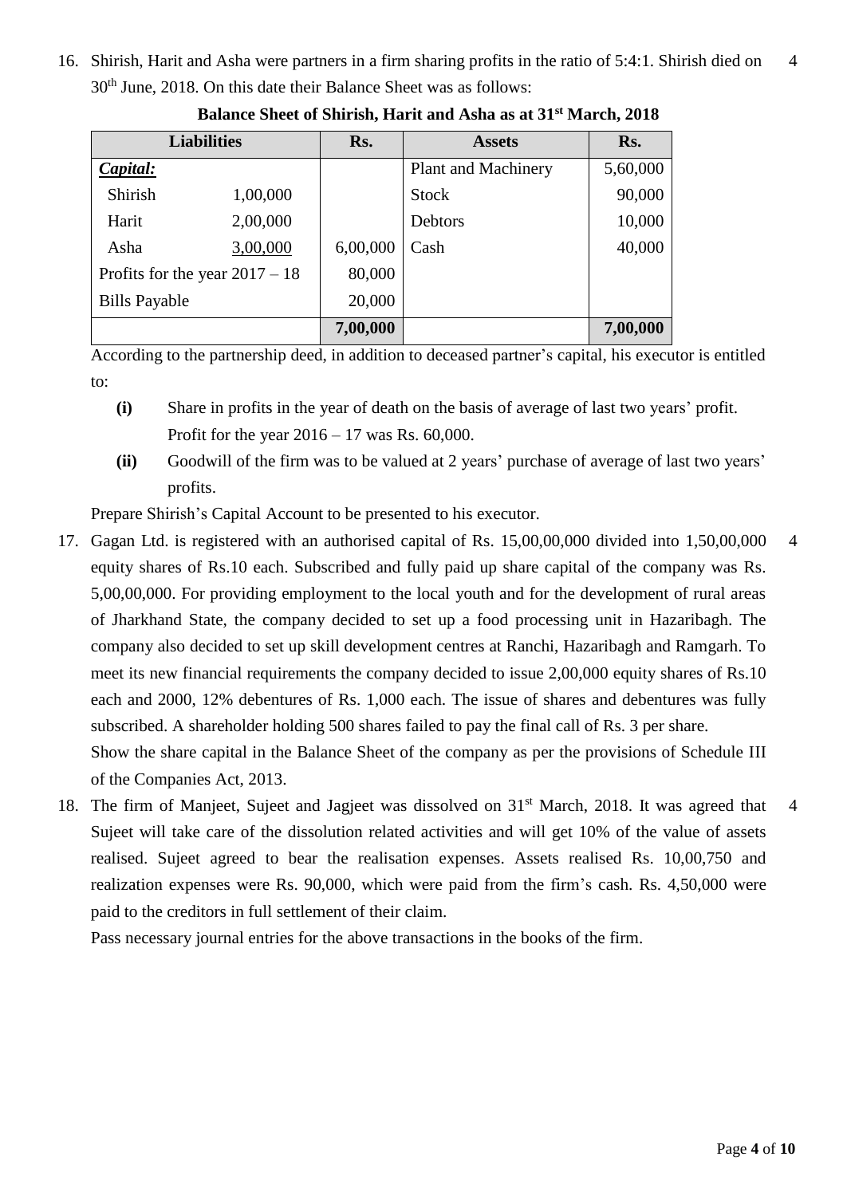16. Shirish, Harit and Asha were partners in a firm sharing profits in the ratio of 5:4:1. Shirish died on 30th June, 2018. On this date their Balance Sheet was as follows: 4

**Balance Sheet of Shirish, Harit and Asha as at 31st March, 2018**

| Liabilities | | Rs. | Assets | Rs. |
|---|---|---|---|---|
| ***Capital:*** | | | Plant and Machinery | 5,60,000 |
| Shirish | 1,00,000 | | Stock | 90,000 |
| Harit | 2,00,000 | | Debtors | 10,000 |
| Asha | 3,00,000 | 6,00,000 | Cash | 40,000 |
| Profits for the year 2017 – 18 | | 80,000 | | |
| Bills Payable | | 20,000 | | |
| | | **7,00,000** | | **7,00,000** |

According to the partnership deed, in addition to deceased partner's capital, his executor is entitled to:

**(i)** Share in profits in the year of death on the basis of average of last two years' profit. Profit for the year 2016 – 17 was Rs. 60,000.

**(ii)** Goodwill of the firm was to be valued at 2 years' purchase of average of last two years' profits.

Prepare Shirish's Capital Account to be presented to his executor.

17. Gagan Ltd. is registered with an authorised capital of Rs. 15,00,00,000 divided into 1,50,00,000 equity shares of Rs.10 each. Subscribed and fully paid up share capital of the company was Rs. 5,00,00,000. For providing employment to the local youth and for the development of rural areas of Jharkhand State, the company decided to set up a food processing unit in Hazaribagh. The company also decided to set up skill development centres at Ranchi, Hazaribagh and Ramgarh. To meet its new financial requirements the company decided to issue 2,00,000 equity shares of Rs.10 each and 2000, 12% debentures of Rs. 1,000 each. The issue of shares and debentures was fully subscribed. A shareholder holding 500 shares failed to pay the final call of Rs. 3 per share. 4

Show the share capital in the Balance Sheet of the company as per the provisions of Schedule III of the Companies Act, 2013.

18. The firm of Manjeet, Sujeet and Jagjeet was dissolved on 31st March, 2018. It was agreed that Sujeet will take care of the dissolution related activities and will get 10% of the value of assets realised. Sujeet agreed to bear the realisation expenses. Assets realised Rs. 10,00,750 and realization expenses were Rs. 90,000, which were paid from the firm's cash. Rs. 4,50,000 were paid to the creditors in full settlement of their claim. 4

Pass necessary journal entries for the above transactions in the books of the firm.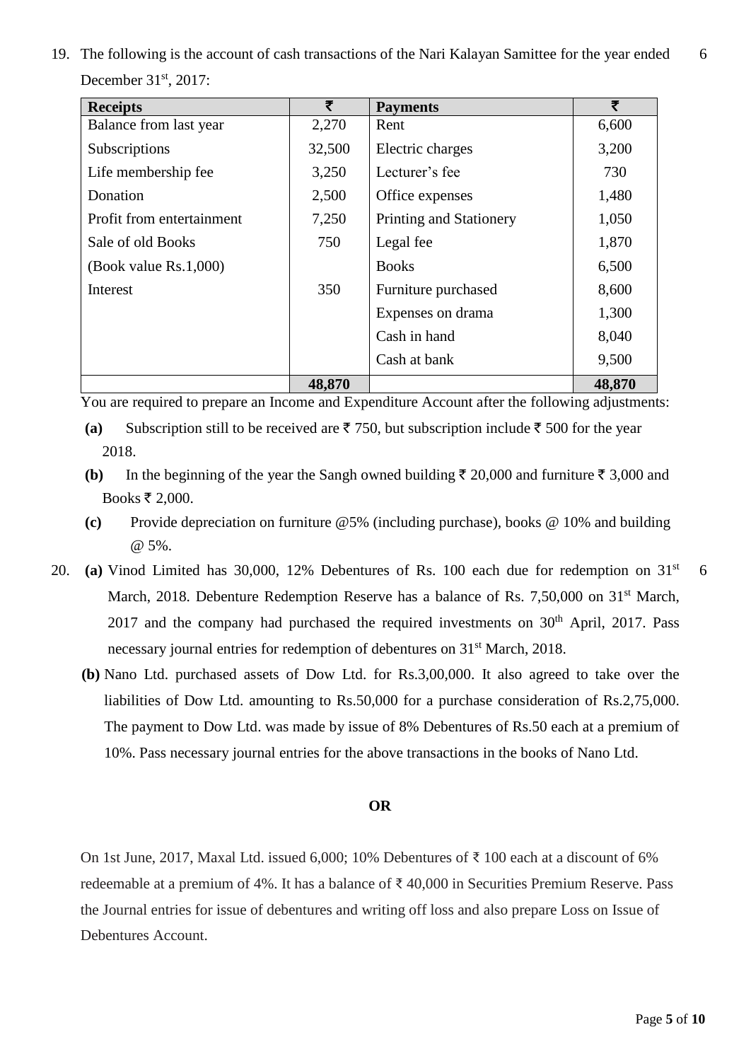19. The following is the account of cash transactions of the Nari Kalayan Samittee for the year ended December 31st, 2017: 6

| Receipts | ₹ | Payments | ₹ |
|---|---|---|---|
| Balance from last year | 2,270 | Rent | 6,600 |
| Subscriptions | 32,500 | Electric charges | 3,200 |
| Life membership fee | 3,250 | Lecturer's fee | 730 |
| Donation | 2,500 | Office expenses | 1,480 |
| Profit from entertainment | 7,250 | Printing and Stationery | 1,050 |
| Sale of old Books | 750 | Legal fee | 1,870 |
| (Book value Rs.1,000) | | Books | 6,500 |
| Interest | 350 | Furniture purchased | 8,600 |
| | | Expenses on drama | 1,300 |
| | | Cash in hand | 8,040 |
| | | Cash at bank | 9,500 |
| | **48,870** | | **48,870** |

You are required to prepare an Income and Expenditure Account after the following adjustments:

**(a)** Subscription still to be received are ₹ 750, but subscription include ₹ 500 for the year 2018.

**(b)** In the beginning of the year the Sangh owned building ₹ 20,000 and furniture ₹ 3,000 and Books ₹ 2,000.

**(c)** Provide depreciation on furniture @5% (including purchase), books @ 10% and building @ 5%.

20. **(a)** Vinod Limited has 30,000, 12% Debentures of Rs. 100 each due for redemption on 31st March, 2018. Debenture Redemption Reserve has a balance of Rs. 7,50,000 on 31st March, 2017 and the company had purchased the required investments on 30th April, 2017. Pass necessary journal entries for redemption of debentures on 31st March, 2018. 6

**(b)** Nano Ltd. purchased assets of Dow Ltd. for Rs.3,00,000. It also agreed to take over the liabilities of Dow Ltd. amounting to Rs.50,000 for a purchase consideration of Rs.2,75,000. The payment to Dow Ltd. was made by issue of 8% Debentures of Rs.50 each at a premium of 10%. Pass necessary journal entries for the above transactions in the books of Nano Ltd.

**OR**

On 1st June, 2017, Maxal Ltd. issued 6,000; 10% Debentures of ₹ 100 each at a discount of 6% redeemable at a premium of 4%. It has a balance of ₹ 40,000 in Securities Premium Reserve. Pass the Journal entries for issue of debentures and writing off loss and also prepare Loss on Issue of Debentures Account.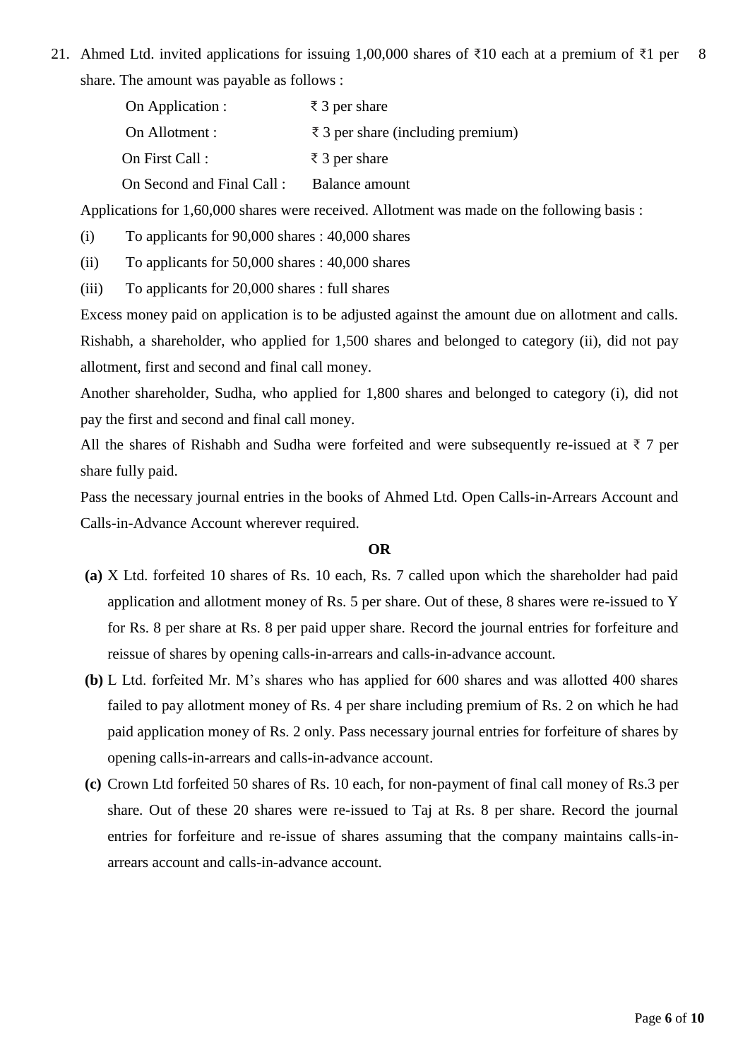21\. Ahmed Ltd. invited applications for issuing 1,00,000 shares of ₹10 each at a premium of ₹1 per share. The amount was payable as follows : 8

| | |
|---|---|
| On Application : | ₹ 3 per share |
| On Allotment : | ₹ 3 per share (including premium) |
| On First Call : | ₹ 3 per share |
| On Second and Final Call : | Balance amount |

Applications for 1,60,000 shares were received. Allotment was made on the following basis :

(i) To applicants for 90,000 shares : 40,000 shares

(ii) To applicants for 50,000 shares : 40,000 shares

(iii) To applicants for 20,000 shares : full shares

Excess money paid on application is to be adjusted against the amount due on allotment and calls. Rishabh, a shareholder, who applied for 1,500 shares and belonged to category (ii), did not pay allotment, first and second and final call money.

Another shareholder, Sudha, who applied for 1,800 shares and belonged to category (i), did not pay the first and second and final call money.

All the shares of Rishabh and Sudha were forfeited and were subsequently re-issued at ₹ 7 per share fully paid.

Pass the necessary journal entries in the books of Ahmed Ltd. Open Calls-in-Arrears Account and Calls-in-Advance Account wherever required.

**OR**

**(a)** X Ltd. forfeited 10 shares of Rs. 10 each, Rs. 7 called upon which the shareholder had paid application and allotment money of Rs. 5 per share. Out of these, 8 shares were re-issued to Y for Rs. 8 per share at Rs. 8 per paid upper share. Record the journal entries for forfeiture and reissue of shares by opening calls-in-arrears and calls-in-advance account.

**(b)** L Ltd. forfeited Mr. M's shares who has applied for 600 shares and was allotted 400 shares failed to pay allotment money of Rs. 4 per share including premium of Rs. 2 on which he had paid application money of Rs. 2 only. Pass necessary journal entries for forfeiture of shares by opening calls-in-arrears and calls-in-advance account.

**(c)** Crown Ltd forfeited 50 shares of Rs. 10 each, for non-payment of final call money of Rs.3 per share. Out of these 20 shares were re-issued to Taj at Rs. 8 per share. Record the journal entries for forfeiture and re-issue of shares assuming that the company maintains calls-in-arrears account and calls-in-advance account.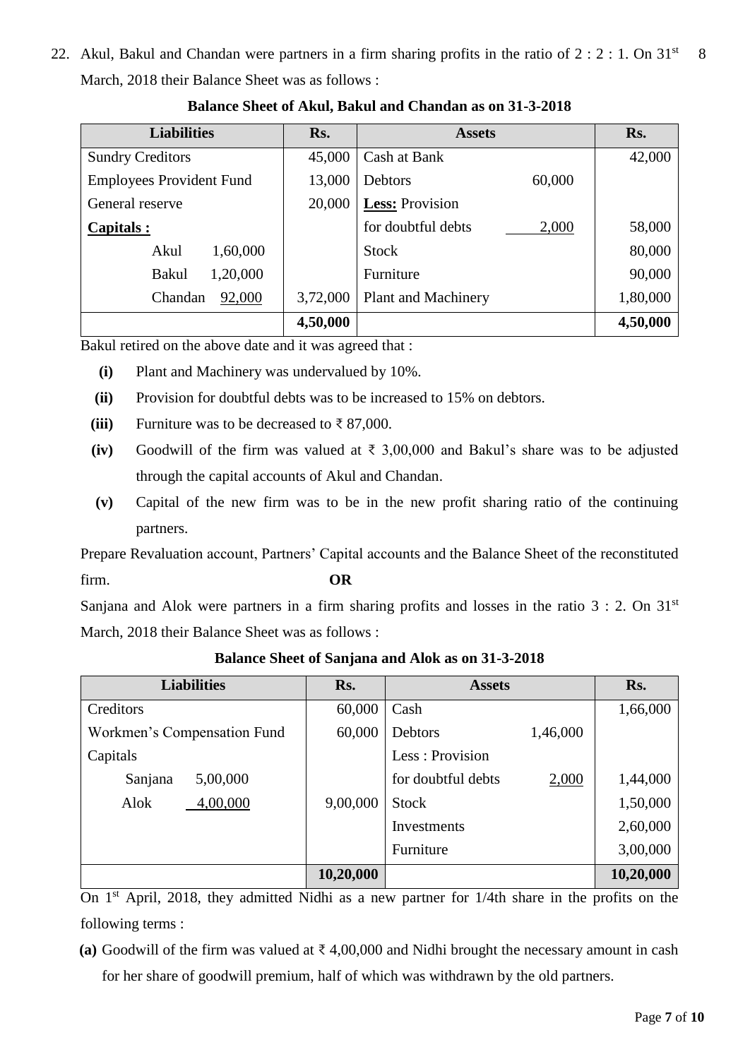22. Akul, Bakul and Chandan were partners in a firm sharing profits in the ratio of 2 : 2 : 1. On 31st March, 2018 their Balance Sheet was as follows : **8**

**Balance Sheet of Akul, Bakul and Chandan as on 31-3-2018**

| Liabilities | | Rs. | Assets | | Rs. |
|---|---|---|---|---|---|
| Sundry Creditors | | 45,000 | Cash at Bank | | 42,000 |
| Employees Provident Fund | | 13,000 | Debtors | 60,000 | |
| General reserve | | 20,000 | **Less:** Provision | | |
| **Capitals :** | | | for doubtful debts | 2,000 | 58,000 |
| Akul | 1,60,000 | | Stock | | 80,000 |
| Bakul | 1,20,000 | | Furniture | | 90,000 |
| Chandan | 92,000 | 3,72,000 | Plant and Machinery | | 1,80,000 |
| | | **4,50,000** | | | **4,50,000** |

Bakul retired on the above date and it was agreed that :

**(i)** Plant and Machinery was undervalued by 10%.

**(ii)** Provision for doubtful debts was to be increased to 15% on debtors.

**(iii)** Furniture was to be decreased to ₹ 87,000.

**(iv)** Goodwill of the firm was valued at ₹ 3,00,000 and Bakul's share was to be adjusted through the capital accounts of Akul and Chandan.

**(v)** Capital of the new firm was to be in the new profit sharing ratio of the continuing partners.

Prepare Revaluation account, Partners' Capital accounts and the Balance Sheet of the reconstituted firm.

**OR**

Sanjana and Alok were partners in a firm sharing profits and losses in the ratio 3 : 2. On 31st March, 2018 their Balance Sheet was as follows :

**Balance Sheet of Sanjana and Alok as on 31-3-2018**

| Liabilities | | Rs. | Assets | | Rs. |
|---|---|---|---|---|---|
| Creditors | | 60,000 | Cash | | 1,66,000 |
| Workmen's Compensation Fund | | 60,000 | Debtors | 1,46,000 | |
| Capitals | | | Less : Provision | | |
| Sanjana | 5,00,000 | | for doubtful debts | 2,000 | 1,44,000 |
| Alok | 4,00,000 | 9,00,000 | Stock | | 1,50,000 |
| | | | Investments | | 2,60,000 |
| | | | Furniture | | 3,00,000 |
| | | **10,20,000** | | | **10,20,000** |

On 1st April, 2018, they admitted Nidhi as a new partner for 1/4th share in the profits on the following terms :

**(a)** Goodwill of the firm was valued at ₹ 4,00,000 and Nidhi brought the necessary amount in cash for her share of goodwill premium, half of which was withdrawn by the old partners.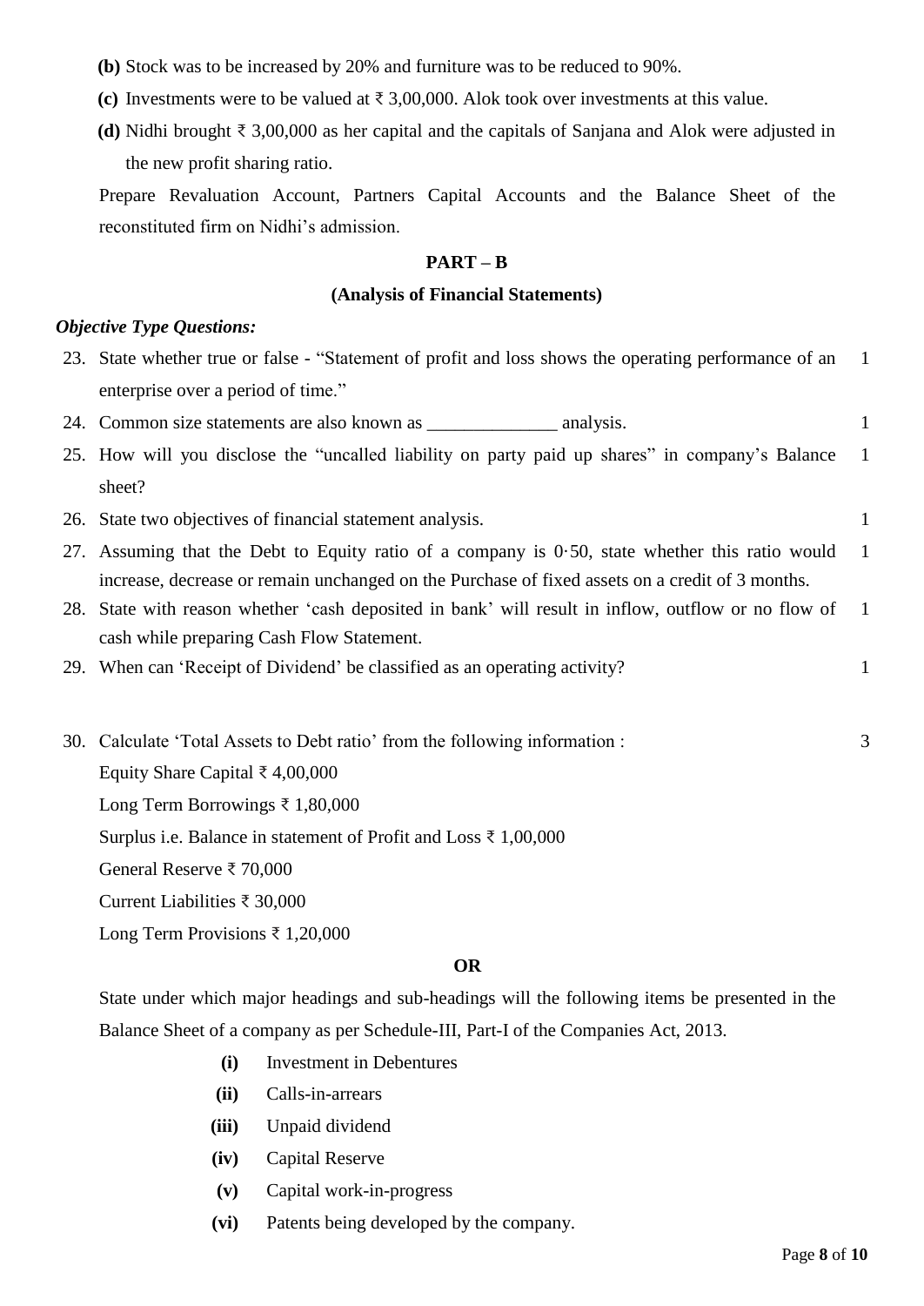**(b)** Stock was to be increased by 20% and furniture was to be reduced to 90%.

**(c)** Investments were to be valued at ₹ 3,00,000. Alok took over investments at this value.

**(d)** Nidhi brought ₹ 3,00,000 as her capital and the capitals of Sanjana and Alok were adjusted in the new profit sharing ratio.

Prepare Revaluation Account, Partners Capital Accounts and the Balance Sheet of the reconstituted firm on Nidhi's admission.

## PART – B

### (Analysis of Financial Statements)

***Objective Type Questions:***

23. State whether true or false - "Statement of profit and loss shows the operating performance of an enterprise over a period of time." 1

24. Common size statements are also known as ______________ analysis. 1

25. How will you disclose the "uncalled liability on party paid up shares" in company's Balance sheet? 1

26. State two objectives of financial statement analysis. 1

27. Assuming that the Debt to Equity ratio of a company is 0·50, state whether this ratio would increase, decrease or remain unchanged on the Purchase of fixed assets on a credit of 3 months. 1

28. State with reason whether 'cash deposited in bank' will result in inflow, outflow or no flow of cash while preparing Cash Flow Statement. 1

29. When can 'Receipt of Dividend' be classified as an operating activity? 1

30. Calculate 'Total Assets to Debt ratio' from the following information : 3

    Equity Share Capital ₹ 4,00,000

    Long Term Borrowings ₹ 1,80,000

    Surplus i.e. Balance in statement of Profit and Loss ₹ 1,00,000

    General Reserve ₹ 70,000

    Current Liabilities ₹ 30,000

    Long Term Provisions ₹ 1,20,000

**OR**

State under which major headings and sub-headings will the following items be presented in the Balance Sheet of a company as per Schedule-III, Part-I of the Companies Act, 2013.

**(i)** Investment in Debentures

**(ii)** Calls-in-arrears

**(iii)** Unpaid dividend

**(iv)** Capital Reserve

**(v)** Capital work-in-progress

**(vi)** Patents being developed by the company.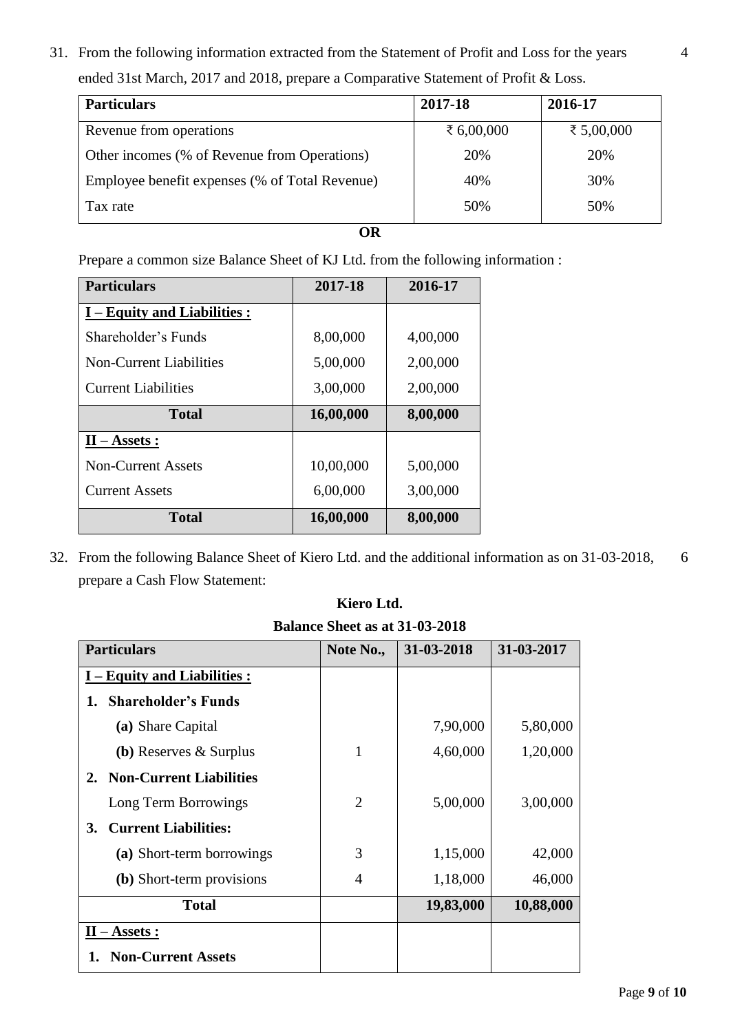31. From the following information extracted from the Statement of Profit and Loss for the years ended 31st March, 2017 and 2018, prepare a Comparative Statement of Profit & Loss. 4

| Particulars | 2017-18 | 2016-17 |
|---|---|---|
| Revenue from operations | ₹ 6,00,000 | ₹ 5,00,000 |
| Other incomes (% of Revenue from Operations) | 20% | 20% |
| Employee benefit expenses (% of Total Revenue) | 40% | 30% |
| Tax rate | 50% | 50% |

**OR**

Prepare a common size Balance Sheet of KJ Ltd. from the following information :

| Particulars | 2017-18 | 2016-17 |
|---|---|---|
| **I – Equity and Liabilities :** | | |
| Shareholder's Funds | 8,00,000 | 4,00,000 |
| Non-Current Liabilities | 5,00,000 | 2,00,000 |
| Current Liabilities | 3,00,000 | 2,00,000 |
| **Total** | **16,00,000** | **8,00,000** |
| **II – Assets :** | | |
| Non-Current Assets | 10,00,000 | 5,00,000 |
| Current Assets | 6,00,000 | 3,00,000 |
| **Total** | **16,00,000** | **8,00,000** |

32. From the following Balance Sheet of Kiero Ltd. and the additional information as on 31-03-2018, prepare a Cash Flow Statement: 6

**Kiero Ltd.**

**Balance Sheet as at 31-03-2018**

| Particulars | Note No., | 31-03-2018 | 31-03-2017 |
|---|---|---|---|
| **I – Equity and Liabilities :** | | | |
| **1. Shareholder's Funds** | | | |
| **(a)** Share Capital | | 7,90,000 | 5,80,000 |
| **(b)** Reserves & Surplus | 1 | 4,60,000 | 1,20,000 |
| **2. Non-Current Liabilities** | | | |
| Long Term Borrowings | 2 | 5,00,000 | 3,00,000 |
| **3. Current Liabilities:** | | | |
| **(a)** Short-term borrowings | 3 | 1,15,000 | 42,000 |
| **(b)** Short-term provisions | 4 | 1,18,000 | 46,000 |
| **Total** | | **19,83,000** | **10,88,000** |
| **II – Assets :** | | | |
| **1. Non-Current Assets** | | | |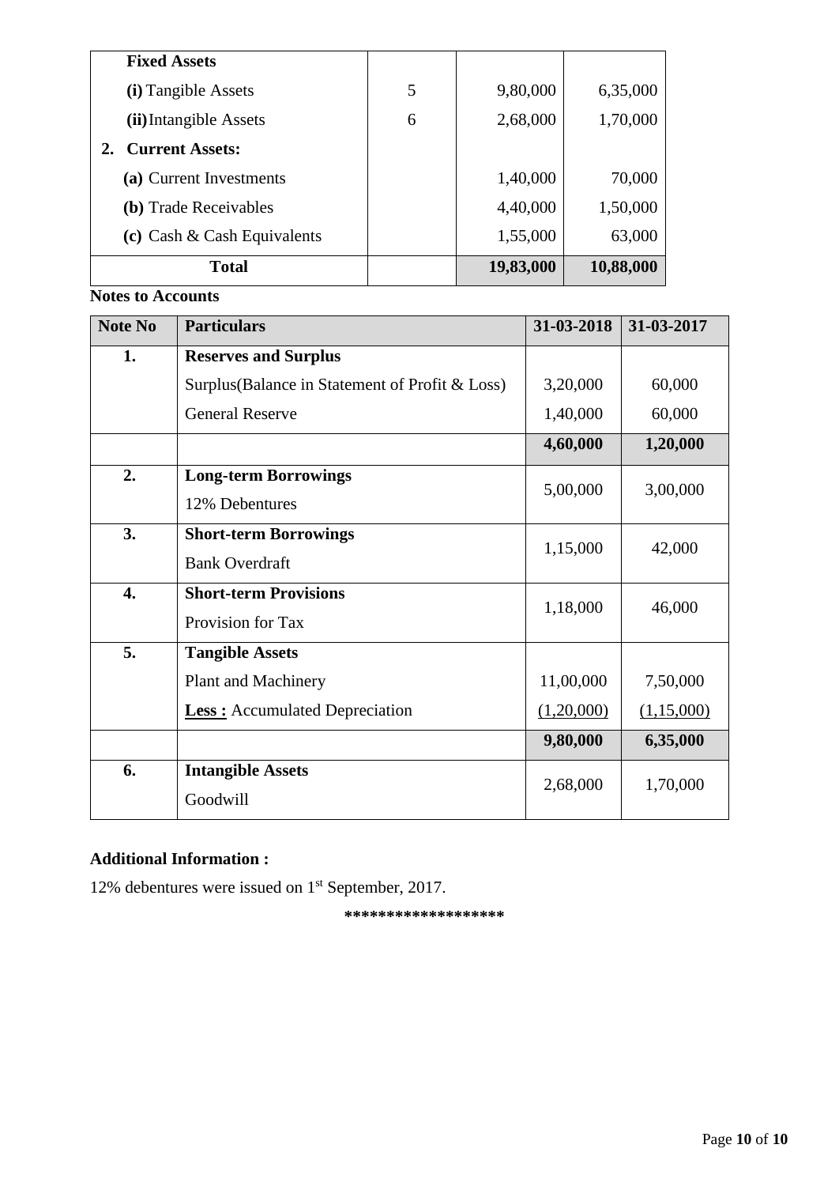| | | | |
|---|---|---|---|
| **Fixed Assets** | | | |
| **(i)** Tangible Assets | 5 | 9,80,000 | 6,35,000 |
| **(ii)** Intangible Assets | 6 | 2,68,000 | 1,70,000 |
| **2. Current Assets:** | | | |
| **(a)** Current Investments | | 1,40,000 | 70,000 |
| **(b)** Trade Receivables | | 4,40,000 | 1,50,000 |
| **(c)** Cash & Cash Equivalents | | 1,55,000 | 63,000 |
| **Total** | | **19,83,000** | **10,88,000** |

**Notes to Accounts**

| Note No | Particulars | 31-03-2018 | 31-03-2017 |
|---|---|---|---|
| **1.** | **Reserves and Surplus** | | |
| | Surplus(Balance in Statement of Profit & Loss) | 3,20,000 | 60,000 |
| | General Reserve | 1,40,000 | 60,000 |
| | | **4,60,000** | **1,20,000** |
| **2.** | **Long-term Borrowings**<br>12% Debentures | 5,00,000 | 3,00,000 |
| **3.** | **Short-term Borrowings**<br>Bank Overdraft | 1,15,000 | 42,000 |
| **4.** | **Short-term Provisions**<br>Provision for Tax | 1,18,000 | 46,000 |
| **5.** | **Tangible Assets** | | |
| | Plant and Machinery | 11,00,000 | 7,50,000 |
| | **Less :** Accumulated Depreciation | (1,20,000) | (1,15,000) |
| | | **9,80,000** | **6,35,000** |
| **6.** | **Intangible Assets**<br>Goodwill | 2,68,000 | 1,70,000 |

**Additional Information :**

12% debentures were issued on 1st September, 2017.

\*\*\*\*\*\*\*\*\*\*\*\*\*\*\*\*\*\*\*